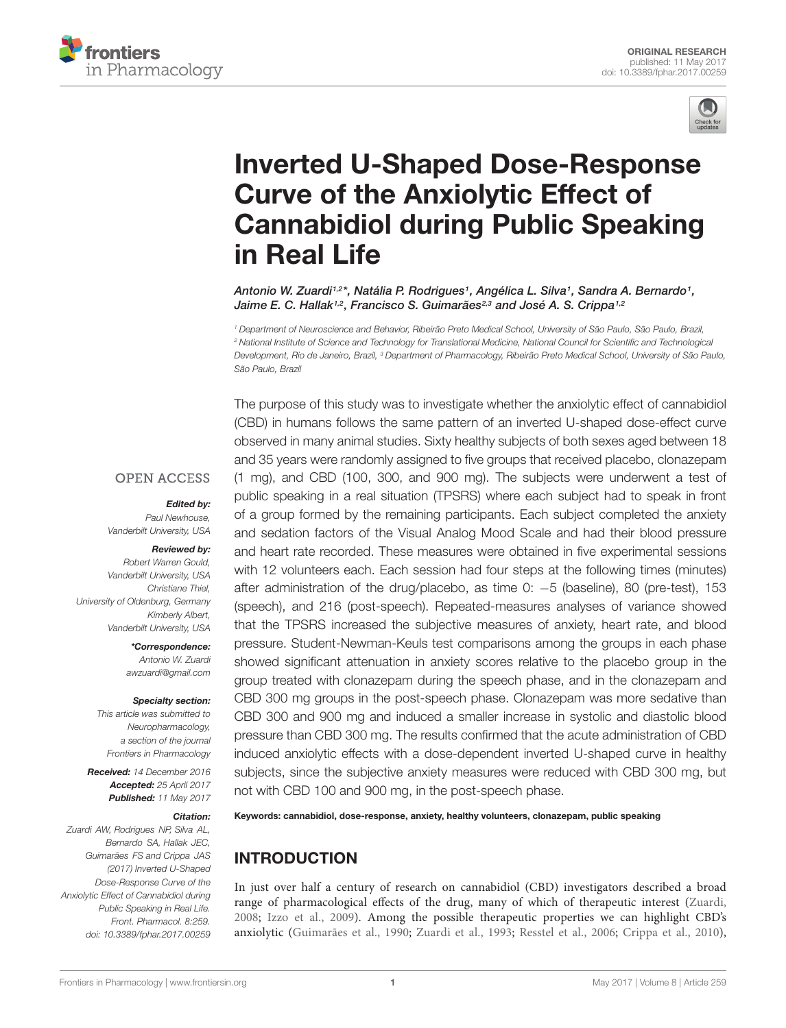ORIGINAL RESEARCH
published: 11 May 2017
doi: 10.3389/fphar.2017.00259

# Inverted U-Shaped Dose-Response Curve of the Anxiolytic Effect of Cannabidiol during Public Speaking in Real Life

*Antonio W. Zuardi[1,2]\*, Natália P. Rodrigues[1], Angélica L. Silva[1], Sandra A. Bernardo[1], Jaime E. C. Hallak[1,2], Francisco S. Guimarães[2,3] and José A. S. Crippa[1,2]*

[1] Department of Neuroscience and Behavior, Ribeirão Preto Medical School, University of São Paulo, São Paulo, Brazil, [2] National Institute of Science and Technology for Translational Medicine, National Council for Scientific and Technological Development, Rio de Janeiro, Brazil, [3] Department of Pharmacology, Ribeirão Preto Medical School, University of São Paulo, São Paulo, Brazil

OPEN ACCESS

***Edited by:***
*Paul Newhouse, Vanderbilt University, USA*

***Reviewed by:***
*Robert Warren Gould, Vanderbilt University, USA*
*Christiane Thiel, University of Oldenburg, Germany*
*Kimberly Albert, Vanderbilt University, USA*

***\*Correspondence:***
*Antonio W. Zuardi*
*awzuardi@gmail.com*

***Specialty section:***
*This article was submitted to Neuropharmacology, a section of the journal Frontiers in Pharmacology*

***Received:*** *14 December 2016*
***Accepted:*** *25 April 2017*
***Published:*** *11 May 2017*

***Citation:***
*Zuardi AW, Rodrigues NP, Silva AL, Bernardo SA, Hallak JEC, Guimarães FS and Crippa JAS (2017) Inverted U-Shaped Dose-Response Curve of the Anxiolytic Effect of Cannabidiol during Public Speaking in Real Life. Front. Pharmacol. 8:259. doi: 10.3389/fphar.2017.00259*

The purpose of this study was to investigate whether the anxiolytic effect of cannabidiol (CBD) in humans follows the same pattern of an inverted U-shaped dose-effect curve observed in many animal studies. Sixty healthy subjects of both sexes aged between 18 and 35 years were randomly assigned to five groups that received placebo, clonazepam (1 mg), and CBD (100, 300, and 900 mg). The subjects were underwent a test of public speaking in a real situation (TPSRS) where each subject had to speak in front of a group formed by the remaining participants. Each subject completed the anxiety and sedation factors of the Visual Analog Mood Scale and had their blood pressure and heart rate recorded. These measures were obtained in five experimental sessions with 12 volunteers each. Each session had four steps at the following times (minutes) after administration of the drug/placebo, as time 0: −5 (baseline), 80 (pre-test), 153 (speech), and 216 (post-speech). Repeated-measures analyses of variance showed that the TPSRS increased the subjective measures of anxiety, heart rate, and blood pressure. Student-Newman-Keuls test comparisons among the groups in each phase showed significant attenuation in anxiety scores relative to the placebo group in the group treated with clonazepam during the speech phase, and in the clonazepam and CBD 300 mg groups in the post-speech phase. Clonazepam was more sedative than CBD 300 and 900 mg and induced a smaller increase in systolic and diastolic blood pressure than CBD 300 mg. The results confirmed that the acute administration of CBD induced anxiolytic effects with a dose-dependent inverted U-shaped curve in healthy subjects, since the subjective anxiety measures were reduced with CBD 300 mg, but not with CBD 100 and 900 mg, in the post-speech phase.

**Keywords: cannabidiol, dose-response, anxiety, healthy volunteers, clonazepam, public speaking**

## INTRODUCTION

In just over half a century of research on cannabidiol (CBD) investigators described a broad range of pharmacological effects of the drug, many of which of therapeutic interest (Zuardi, 2008; Izzo et al., 2009). Among the possible therapeutic properties we can highlight CBD's anxiolytic (Guimarães et al., 1990; Zuardi et al., 1993; Resstel et al., 2006; Crippa et al., 2010),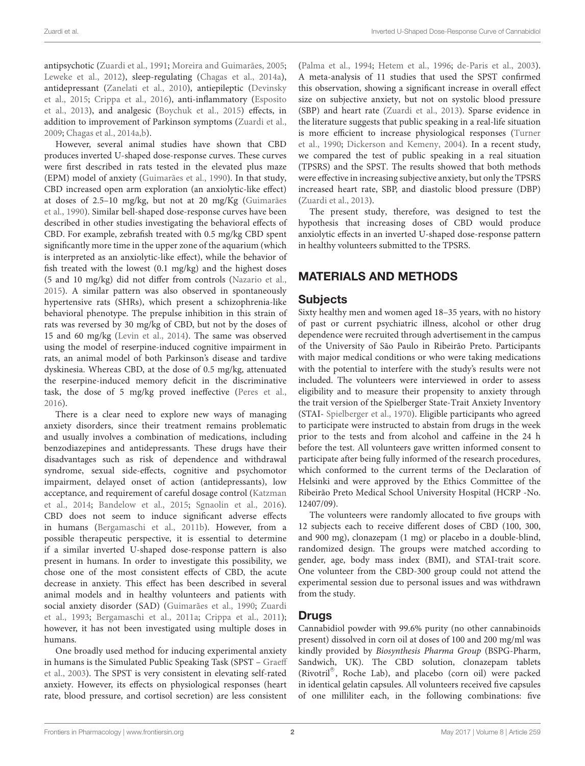antipsychotic (Zuardi et al., 1991; Moreira and Guimarães, 2005; Leweke et al., 2012), sleep-regulating (Chagas et al., 2014a), antidepressant (Zanelati et al., 2010), antiepileptic (Devinsky et al., 2015; Crippa et al., 2016), anti-inflammatory (Esposito et al., 2013), and analgesic (Boychuk et al., 2015) effects, in addition to improvement of Parkinson symptoms (Zuardi et al., 2009; Chagas et al., 2014a,b).

However, several animal studies have shown that CBD produces inverted U-shaped dose-response curves. These curves were first described in rats tested in the elevated plus maze (EPM) model of anxiety (Guimarães et al., 1990). In that study, CBD increased open arm exploration (an anxiolytic-like effect) at doses of 2.5–10 mg/kg, but not at 20 mg/Kg (Guimarães et al., 1990). Similar bell-shaped dose-response curves have been described in other studies investigating the behavioral effects of CBD. For example, zebrafish treated with 0.5 mg/kg CBD spent significantly more time in the upper zone of the aquarium (which is interpreted as an anxiolytic-like effect), while the behavior of fish treated with the lowest (0.1 mg/kg) and the highest doses (5 and 10 mg/kg) did not differ from controls (Nazario et al., 2015). A similar pattern was also observed in spontaneously hypertensive rats (SHRs), which present a schizophrenia-like behavioral phenotype. The prepulse inhibition in this strain of rats was reversed by 30 mg/kg of CBD, but not by the doses of 15 and 60 mg/kg (Levin et al., 2014). The same was observed using the model of reserpine-induced cognitive impairment in rats, an animal model of both Parkinson's disease and tardive dyskinesia. Whereas CBD, at the dose of 0.5 mg/kg, attenuated the reserpine-induced memory deficit in the discriminative task, the dose of 5 mg/kg proved ineffective (Peres et al., 2016).

There is a clear need to explore new ways of managing anxiety disorders, since their treatment remains problematic and usually involves a combination of medications, including benzodiazepines and antidepressants. These drugs have their disadvantages such as risk of dependence and withdrawal syndrome, sexual side-effects, cognitive and psychomotor impairment, delayed onset of action (antidepressants), low acceptance, and requirement of careful dosage control (Katzman et al., 2014; Bandelow et al., 2015; Sgnaolin et al., 2016). CBD does not seem to induce significant adverse effects in humans (Bergamaschi et al., 2011b). However, from a possible therapeutic perspective, it is essential to determine if a similar inverted U-shaped dose-response pattern is also present in humans. In order to investigate this possibility, we chose one of the most consistent effects of CBD, the acute decrease in anxiety. This effect has been described in several animal models and in healthy volunteers and patients with social anxiety disorder (SAD) (Guimarães et al., 1990; Zuardi et al., 1993; Bergamaschi et al., 2011a; Crippa et al., 2011); however, it has not been investigated using multiple doses in humans.

One broadly used method for inducing experimental anxiety in humans is the Simulated Public Speaking Task (SPST – Graeff et al., 2003). The SPST is very consistent in elevating self-rated anxiety. However, its effects on physiological responses (heart rate, blood pressure, and cortisol secretion) are less consistent (Palma et al., 1994; Hetem et al., 1996; de-Paris et al., 2003). A meta-analysis of 11 studies that used the SPST confirmed this observation, showing a significant increase in overall effect size on subjective anxiety, but not on systolic blood pressure (SBP) and heart rate (Zuardi et al., 2013). Sparse evidence in the literature suggests that public speaking in a real-life situation is more efficient to increase physiological responses (Turner et al., 1990; Dickerson and Kemeny, 2004). In a recent study, we compared the test of public speaking in a real situation (TPSRS) and the SPST. The results showed that both methods were effective in increasing subjective anxiety, but only the TPSRS increased heart rate, SBP, and diastolic blood pressure (DBP) (Zuardi et al., 2013).

The present study, therefore, was designed to test the hypothesis that increasing doses of CBD would produce anxiolytic effects in an inverted U-shaped dose-response pattern in healthy volunteers submitted to the TPSRS.

## MATERIALS AND METHODS

### Subjects

Sixty healthy men and women aged 18–35 years, with no history of past or current psychiatric illness, alcohol or other drug dependence were recruited through advertisement in the campus of the University of São Paulo in Ribeirão Preto. Participants with major medical conditions or who were taking medications with the potential to interfere with the study's results were not included. The volunteers were interviewed in order to assess eligibility and to measure their propensity to anxiety through the trait version of the Spielberger State-Trait Anxiety Inventory (STAI- Spielberger et al., 1970). Eligible participants who agreed to participate were instructed to abstain from drugs in the week prior to the tests and from alcohol and caffeine in the 24 h before the test. All volunteers gave written informed consent to participate after being fully informed of the research procedures, which conformed to the current terms of the Declaration of Helsinki and were approved by the Ethics Committee of the Ribeirão Preto Medical School University Hospital (HCRP -No. 12407/09).

The volunteers were randomly allocated to five groups with 12 subjects each to receive different doses of CBD (100, 300, and 900 mg), clonazepam (1 mg) or placebo in a double-blind, randomized design. The groups were matched according to gender, age, body mass index (BMI), and STAI-trait score. One volunteer from the CBD-300 group could not attend the experimental session due to personal issues and was withdrawn from the study.

### Drugs

Cannabidiol powder with 99.6% purity (no other cannabinoids present) dissolved in corn oil at doses of 100 and 200 mg/ml was kindly provided by *Biosynthesis Pharma Group* (BSPG-Pharm, Sandwich, UK). The CBD solution, clonazepam tablets (Rivotril®, Roche Lab), and placebo (corn oil) were packed in identical gelatin capsules. All volunteers received five capsules of one milliliter each, in the following combinations: five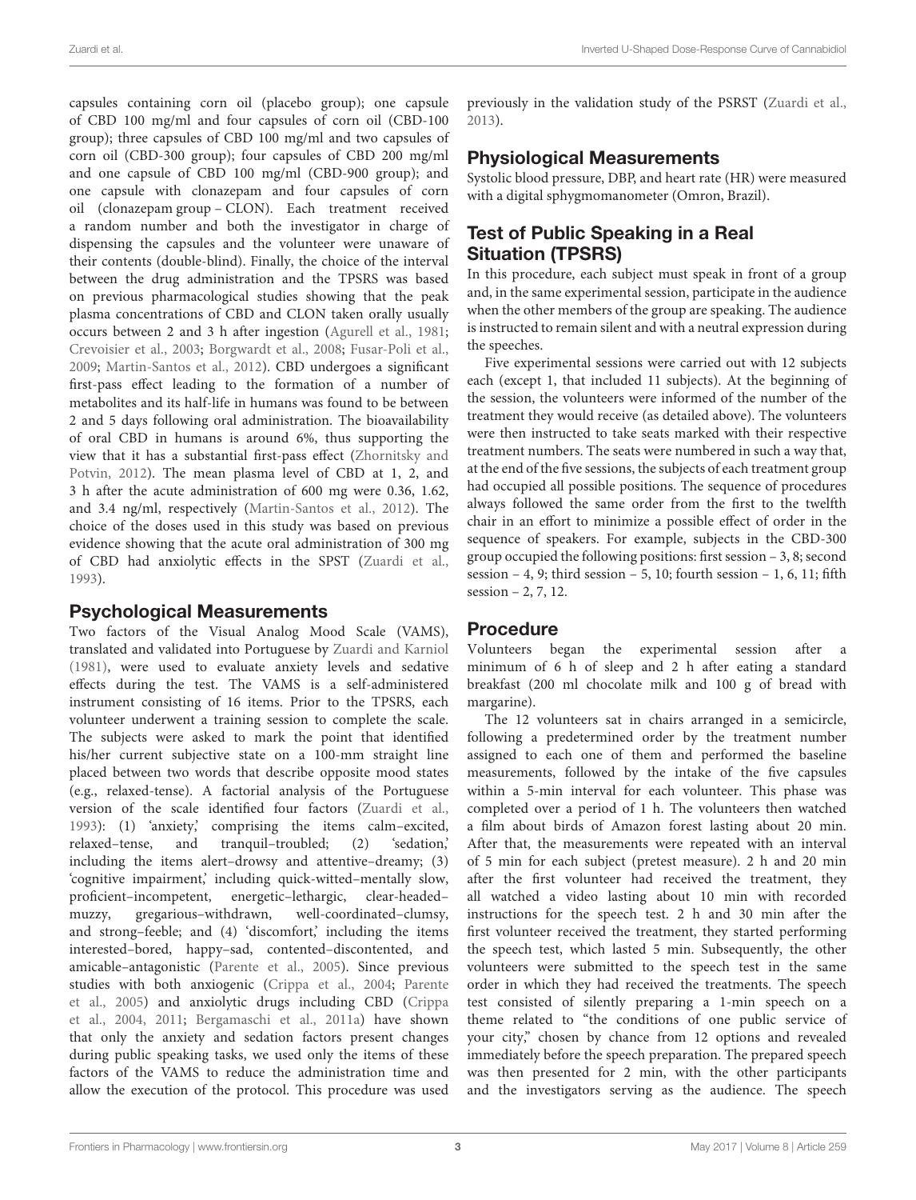capsules containing corn oil (placebo group); one capsule of CBD 100 mg/ml and four capsules of corn oil (CBD-100 group); three capsules of CBD 100 mg/ml and two capsules of corn oil (CBD-300 group); four capsules of CBD 200 mg/ml and one capsule of CBD 100 mg/ml (CBD-900 group); and one capsule with clonazepam and four capsules of corn oil (clonazepam group – CLON). Each treatment received a random number and both the investigator in charge of dispensing the capsules and the volunteer were unaware of their contents (double-blind). Finally, the choice of the interval between the drug administration and the TPSRS was based on previous pharmacological studies showing that the peak plasma concentrations of CBD and CLON taken orally usually occurs between 2 and 3 h after ingestion (Agurell et al., 1981; Crevoisier et al., 2003; Borgwardt et al., 2008; Fusar-Poli et al., 2009; Martin-Santos et al., 2012). CBD undergoes a significant first-pass effect leading to the formation of a number of metabolites and its half-life in humans was found to be between 2 and 5 days following oral administration. The bioavailability of oral CBD in humans is around 6%, thus supporting the view that it has a substantial first-pass effect (Zhornitsky and Potvin, 2012). The mean plasma level of CBD at 1, 2, and 3 h after the acute administration of 600 mg were 0.36, 1.62, and 3.4 ng/ml, respectively (Martin-Santos et al., 2012). The choice of the doses used in this study was based on previous evidence showing that the acute oral administration of 300 mg of CBD had anxiolytic effects in the SPST (Zuardi et al., 1993).

## Psychological Measurements

Two factors of the Visual Analog Mood Scale (VAMS), translated and validated into Portuguese by Zuardi and Karniol (1981), were used to evaluate anxiety levels and sedative effects during the test. The VAMS is a self-administered instrument consisting of 16 items. Prior to the TPSRS, each volunteer underwent a training session to complete the scale. The subjects were asked to mark the point that identified his/her current subjective state on a 100-mm straight line placed between two words that describe opposite mood states (e.g., relaxed-tense). A factorial analysis of the Portuguese version of the scale identified four factors (Zuardi et al., 1993): (1) 'anxiety,' comprising the items calm–excited, relaxed–tense, and tranquil–troubled; (2) 'sedation,' including the items alert–drowsy and attentive–dreamy; (3) 'cognitive impairment,' including quick-witted–mentally slow, proficient–incompetent, energetic–lethargic, clear-headed–muzzy, gregarious–withdrawn, well-coordinated–clumsy, and strong–feeble; and (4) 'discomfort,' including the items interested–bored, happy–sad, contented–discontented, and amicable–antagonistic (Parente et al., 2005). Since previous studies with both anxiogenic (Crippa et al., 2004; Parente et al., 2005) and anxiolytic drugs including CBD (Crippa et al., 2004, 2011; Bergamaschi et al., 2011a) have shown that only the anxiety and sedation factors present changes during public speaking tasks, we used only the items of these factors of the VAMS to reduce the administration time and allow the execution of the protocol. This procedure was used previously in the validation study of the PSRST (Zuardi et al., 2013).

## Physiological Measurements

Systolic blood pressure, DBP, and heart rate (HR) were measured with a digital sphygmomanometer (Omron, Brazil).

## Test of Public Speaking in a Real Situation (TPSRS)

In this procedure, each subject must speak in front of a group and, in the same experimental session, participate in the audience when the other members of the group are speaking. The audience is instructed to remain silent and with a neutral expression during the speeches.

Five experimental sessions were carried out with 12 subjects each (except 1, that included 11 subjects). At the beginning of the session, the volunteers were informed of the number of the treatment they would receive (as detailed above). The volunteers were then instructed to take seats marked with their respective treatment numbers. The seats were numbered in such a way that, at the end of the five sessions, the subjects of each treatment group had occupied all possible positions. The sequence of procedures always followed the same order from the first to the twelfth chair in an effort to minimize a possible effect of order in the sequence of speakers. For example, subjects in the CBD-300 group occupied the following positions: first session – 3, 8; second session – 4, 9; third session – 5, 10; fourth session – 1, 6, 11; fifth session – 2, 7, 12.

## Procedure

Volunteers began the experimental session after a minimum of 6 h of sleep and 2 h after eating a standard breakfast (200 ml chocolate milk and 100 g of bread with margarine).

The 12 volunteers sat in chairs arranged in a semicircle, following a predetermined order by the treatment number assigned to each one of them and performed the baseline measurements, followed by the intake of the five capsules within a 5-min interval for each volunteer. This phase was completed over a period of 1 h. The volunteers then watched a film about birds of Amazon forest lasting about 20 min. After that, the measurements were repeated with an interval of 5 min for each subject (pretest measure). 2 h and 20 min after the first volunteer had received the treatment, they all watched a video lasting about 10 min with recorded instructions for the speech test. 2 h and 30 min after the first volunteer received the treatment, they started performing the speech test, which lasted 5 min. Subsequently, the other volunteers were submitted to the speech test in the same order in which they had received the treatments. The speech test consisted of silently preparing a 1-min speech on a theme related to "the conditions of one public service of your city," chosen by chance from 12 options and revealed immediately before the speech preparation. The prepared speech was then presented for 2 min, with the other participants and the investigators serving as the audience. The speech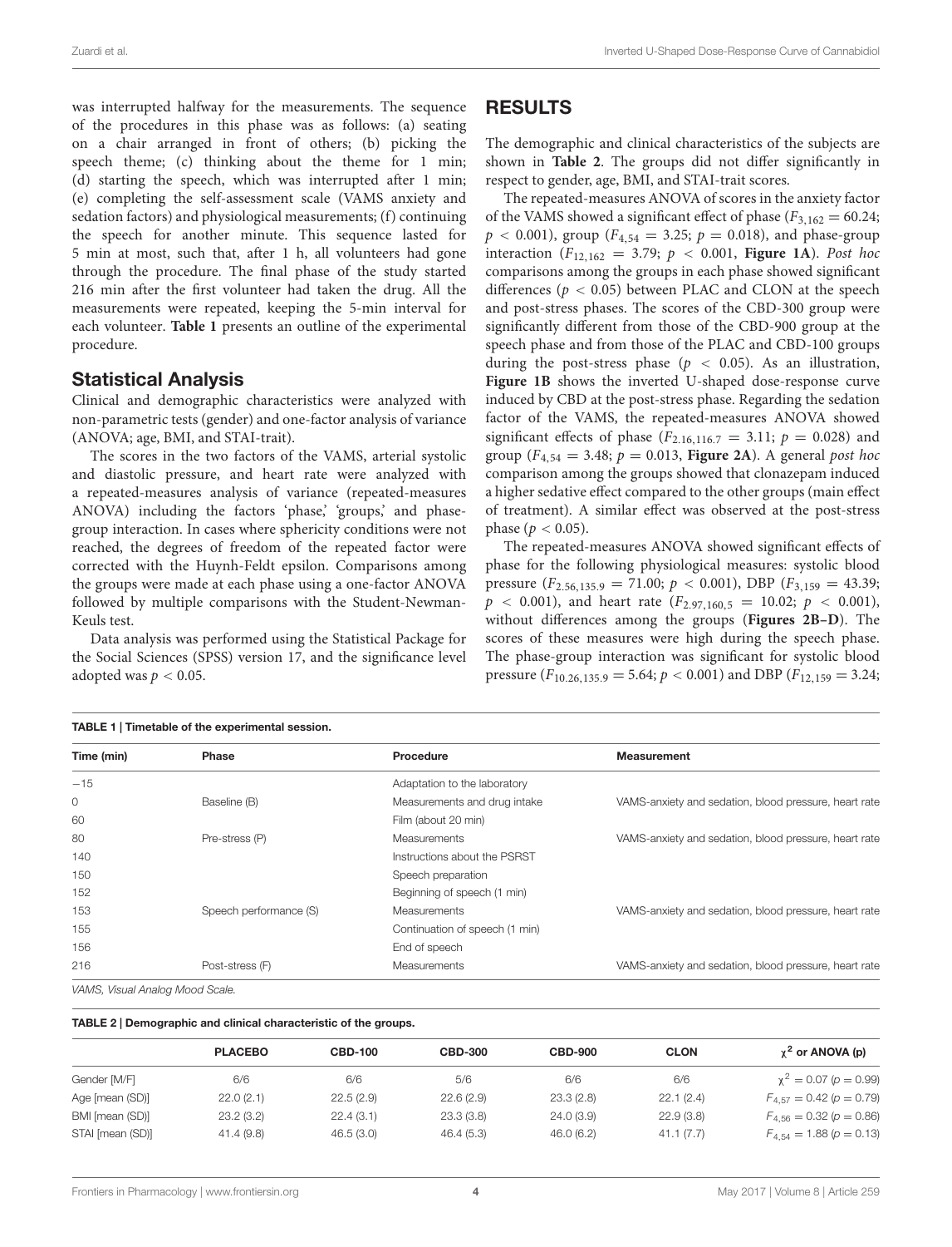was interrupted halfway for the measurements. The sequence of the procedures in this phase was as follows: (a) seating on a chair arranged in front of others; (b) picking the speech theme; (c) thinking about the theme for 1 min; (d) starting the speech, which was interrupted after 1 min; (e) completing the self-assessment scale (VAMS anxiety and sedation factors) and physiological measurements; (f) continuing the speech for another minute. This sequence lasted for 5 min at most, such that, after 1 h, all volunteers had gone through the procedure. The final phase of the study started 216 min after the first volunteer had taken the drug. All the measurements were repeated, keeping the 5-min interval for each volunteer. **Table 1** presents an outline of the experimental procedure.

## Statistical Analysis

Clinical and demographic characteristics were analyzed with non-parametric tests (gender) and one-factor analysis of variance (ANOVA; age, BMI, and STAI-trait).

The scores in the two factors of the VAMS, arterial systolic and diastolic pressure, and heart rate were analyzed with a repeated-measures analysis of variance (repeated-measures ANOVA) including the factors 'phase,' 'groups,' and phase-group interaction. In cases where sphericity conditions were not reached, the degrees of freedom of the repeated factor were corrected with the Huynh-Feldt epsilon. Comparisons among the groups were made at each phase using a one-factor ANOVA followed by multiple comparisons with the Student-Newman-Keuls test.

Data analysis was performed using the Statistical Package for the Social Sciences (SPSS) version 17, and the significance level adopted was $p < 0.05$.

# RESULTS

The demographic and clinical characteristics of the subjects are shown in **Table 2**. The groups did not differ significantly in respect to gender, age, BMI, and STAI-trait scores.

The repeated-measures ANOVA of scores in the anxiety factor of the VAMS showed a significant effect of phase ($F_{3,162} = 60.24$; $p < 0.001$), group ($F_{4,54} = 3.25$; $p = 0.018$), and phase-group interaction ($F_{12,162} = 3.79$; $p < 0.001$, **Figure 1A**). *Post hoc* comparisons among the groups in each phase showed significant differences ($p < 0.05$) between PLAC and CLON at the speech and post-stress phases. The scores of the CBD-300 group were significantly different from those of the CBD-900 group at the speech phase and from those of the PLAC and CBD-100 groups during the post-stress phase ($p < 0.05$). As an illustration, **Figure 1B** shows the inverted U-shaped dose-response curve induced by CBD at the post-stress phase. Regarding the sedation factor of the VAMS, the repeated-measures ANOVA showed significant effects of phase ($F_{2.16,116.7} = 3.11$; $p = 0.028$) and group ($F_{4,54} = 3.48$; $p = 0.013$, **Figure 2A**). A general *post hoc* comparison among the groups showed that clonazepam induced a higher sedative effect compared to the other groups (main effect of treatment). A similar effect was observed at the post-stress phase ($p < 0.05$).

The repeated-measures ANOVA showed significant effects of phase for the following physiological measures: systolic blood pressure ($F_{2.56,135.9} = 71.00$; $p < 0.001$), DBP ($F_{3,159} = 43.39$; $p < 0.001$), and heart rate ($F_{2.97,160.5} = 10.02$; $p < 0.001$), without differences among the groups (**Figures 2B–D**). The scores of these measures were high during the speech phase. The phase-group interaction was significant for systolic blood pressure ($F_{10.26,135.9} = 5.64$; $p < 0.001$) and DBP ($F_{12,159} = 3.24$;

**TABLE 1 | Timetable of the experimental session.**

| Time (min) | Phase | Procedure | Measurement |
|---|---|---|---|
| −15 | | Adaptation to the laboratory | |
| 0 | Baseline (B) | Measurements and drug intake | VAMS-anxiety and sedation, blood pressure, heart rate |
| 60 | | Film (about 20 min) | |
| 80 | Pre-stress (P) | Measurements | VAMS-anxiety and sedation, blood pressure, heart rate |
| 140 | | Instructions about the PSRST | |
| 150 | | Speech preparation | |
| 152 | | Beginning of speech (1 min) | |
| 153 | Speech performance (S) | Measurements | VAMS-anxiety and sedation, blood pressure, heart rate |
| 155 | | Continuation of speech (1 min) | |
| 156 | | End of speech | |
| 216 | Post-stress (F) | Measurements | VAMS-anxiety and sedation, blood pressure, heart rate |

*VAMS, Visual Analog Mood Scale.*

**TABLE 2 | Demographic and clinical characteristic of the groups.**

| | PLACEBO | CBD-100 | CBD-300 | CBD-900 | CLON | $\chi^2$ or ANOVA (p) |
|---|---|---|---|---|---|---|
| Gender [M/F] | 6/6 | 6/6 | 5/6 | 6/6 | 6/6 | $\chi^2 = 0.07$ ($p = 0.99$) |
| Age [mean (SD)] | 22.0 (2.1) | 22.5 (2.9) | 22.6 (2.9) | 23.3 (2.8) | 22.1 (2.4) | $F_{4,57} = 0.42$ ($p = 0.79$) |
| BMI [mean (SD)] | 23.2 (3.2) | 22.4 (3.1) | 23.3 (3.8) | 24.0 (3.9) | 22.9 (3.8) | $F_{4,56} = 0.32$ ($p = 0.86$) |
| STAI [mean (SD)] | 41.4 (9.8) | 46.5 (3.0) | 46.4 (5.3) | 46.0 (6.2) | 41.1 (7.7) | $F_{4,54} = 1.88$ ($p = 0.13$) |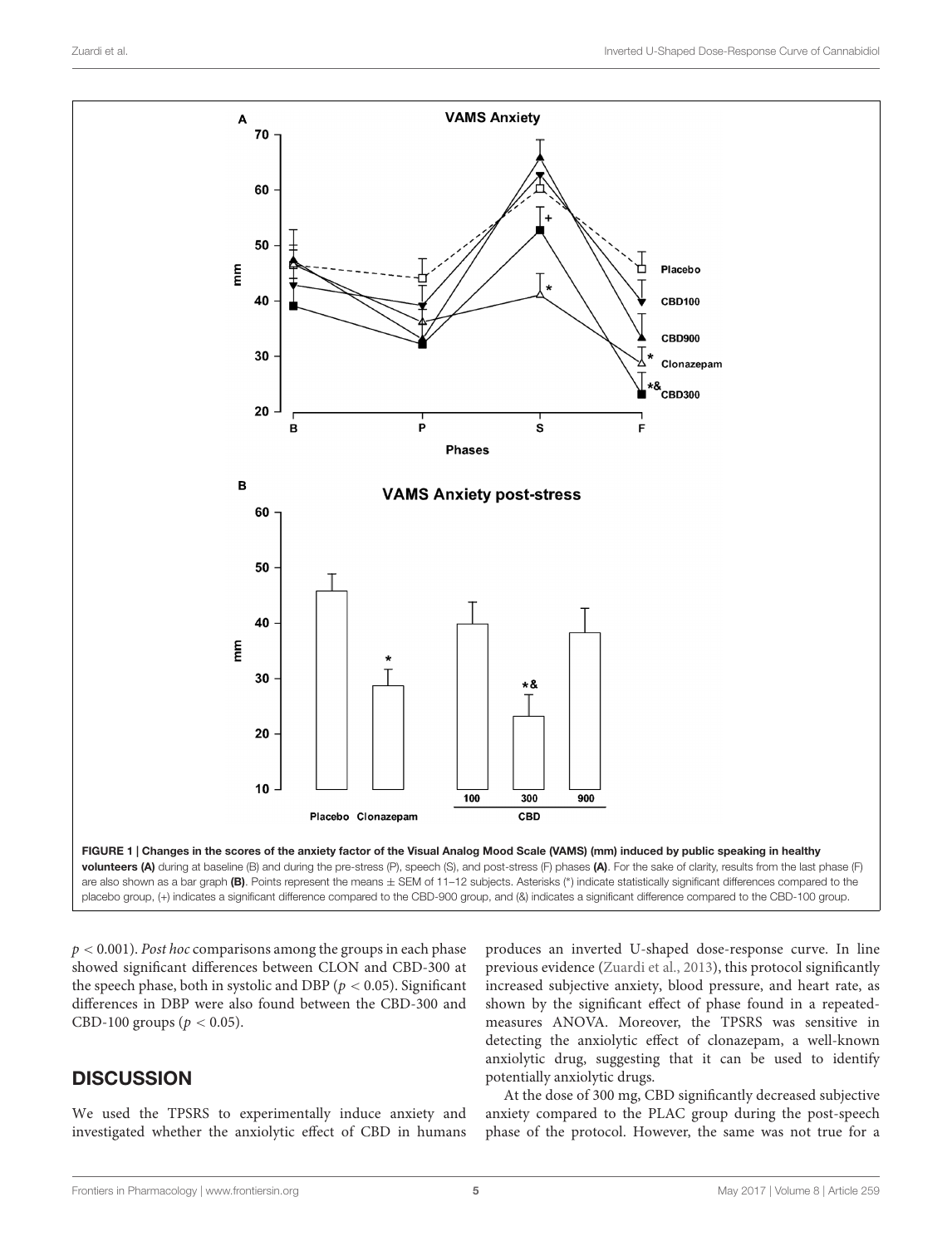FIGURE 1 | Changes in the scores of the anxiety factor of the Visual Analog Mood Scale (VAMS) (mm) induced by public speaking in healthy volunteers (A) during at baseline (B) and during the pre-stress (P), speech (S), and post-stress (F) phases (A). For the sake of clarity, results from the last phase (F) are also shown as a bar graph (B). Points represent the means ± SEM of 11–12 subjects. Asterisks (*) indicate statistically significant differences compared to the placebo group, (+) indicates a significant difference compared to the CBD-900 group, and (&) indicates a significant difference compared to the CBD-100 group.

$p < 0.001$). *Post hoc* comparisons among the groups in each phase showed significant differences between CLON and CBD-300 at the speech phase, both in systolic and DBP ($p < 0.05$). Significant differences in DBP were also found between the CBD-300 and CBD-100 groups ($p < 0.05$).

## DISCUSSION

We used the TPSRS to experimentally induce anxiety and investigated whether the anxiolytic effect of CBD in humans produces an inverted U-shaped dose-response curve. In line previous evidence (Zuardi et al., 2013), this protocol significantly increased subjective anxiety, blood pressure, and heart rate, as shown by the significant effect of phase found in a repeated-measures ANOVA. Moreover, the TPSRS was sensitive in detecting the anxiolytic effect of clonazepam, a well-known anxiolytic drug, suggesting that it can be used to identify potentially anxiolytic drugs.

At the dose of 300 mg, CBD significantly decreased subjective anxiety compared to the PLAC group during the post-speech phase of the protocol. However, the same was not true for a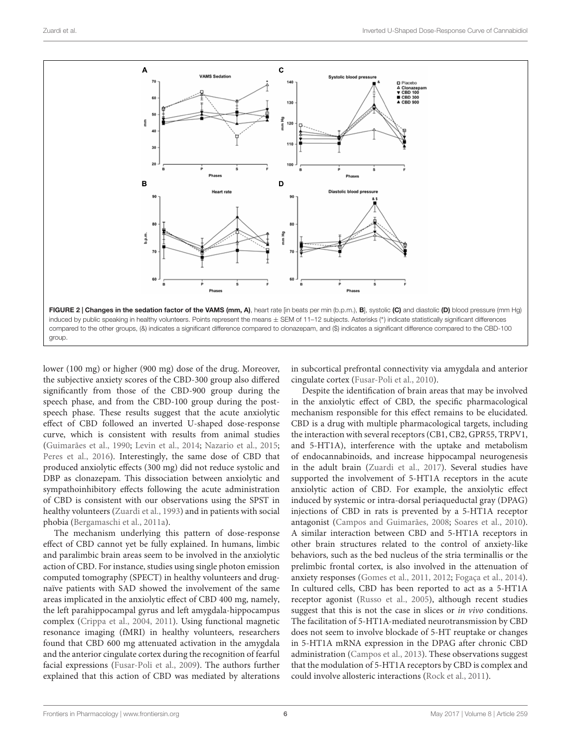FIGURE 2 | **Changes in the sedation factor of the VAMS (mm, A)**, heart rate [in beats per min (b.p.m.), **B**], systolic **(C)** and diastolic **(D)** blood pressure (mm Hg) induced by public speaking in healthy volunteers. Points represent the means ± SEM of 11–12 subjects. Asterisks (*) indicate statistically significant differences compared to the other groups, (&) indicates a significant difference compared to clonazepam, and ($) indicates a significant difference compared to the CBD-100 group.

lower (100 mg) or higher (900 mg) dose of the drug. Moreover, the subjective anxiety scores of the CBD-300 group also differed significantly from those of the CBD-900 group during the speech phase, and from the CBD-100 group during the post-speech phase. These results suggest that the acute anxiolytic effect of CBD followed an inverted U-shaped dose-response curve, which is consistent with results from animal studies (Guimarães et al., 1990; Levin et al., 2014; Nazario et al., 2015; Peres et al., 2016). Interestingly, the same dose of CBD that produced anxiolytic effects (300 mg) did not reduce systolic and DBP as clonazepam. This dissociation between anxiolytic and sympathoinhibitory effects following the acute administration of CBD is consistent with our observations using the SPST in healthy volunteers (Zuardi et al., 1993) and in patients with social phobia (Bergamaschi et al., 2011a).

The mechanism underlying this pattern of dose-response effect of CBD cannot yet be fully explained. In humans, limbic and paralimbic brain areas seem to be involved in the anxiolytic action of CBD. For instance, studies using single photon emission computed tomography (SPECT) in healthy volunteers and drug-naïve patients with SAD showed the involvement of the same areas implicated in the anxiolytic effect of CBD 400 mg, namely, the left parahippocampal gyrus and left amygdala-hippocampus complex (Crippa et al., 2004, 2011). Using functional magnetic resonance imaging (fMRI) in healthy volunteers, researchers found that CBD 600 mg attenuated activation in the amygdala and the anterior cingulate cortex during the recognition of fearful facial expressions (Fusar-Poli et al., 2009). The authors further explained that this action of CBD was mediated by alterations in subcortical prefrontal connectivity via amygdala and anterior cingulate cortex (Fusar-Poli et al., 2010).

Despite the identification of brain areas that may be involved in the anxiolytic effect of CBD, the specific pharmacological mechanism responsible for this effect remains to be elucidated. CBD is a drug with multiple pharmacological targets, including the interaction with several receptors (CB1, CB2, GPR55, TRPV1, and 5-HT1A), interference with the uptake and metabolism of endocannabinoids, and increase hippocampal neurogenesis in the adult brain (Zuardi et al., 2017). Several studies have supported the involvement of 5-HT1A receptors in the acute anxiolytic action of CBD. For example, the anxiolytic effect induced by systemic or intra-dorsal periaqueductal gray (DPAG) injections of CBD in rats is prevented by a 5-HT1A receptor antagonist (Campos and Guimarães, 2008; Soares et al., 2010). A similar interaction between CBD and 5-HT1A receptors in other brain structures related to the control of anxiety-like behaviors, such as the bed nucleus of the stria terminallis or the prelimbic frontal cortex, is also involved in the attenuation of anxiety responses (Gomes et al., 2011, 2012; Fogaça et al., 2014). In cultured cells, CBD has been reported to act as a 5-HT1A receptor agonist (Russo et al., 2005), although recent studies suggest that this is not the case in slices or *in vivo* conditions. The facilitation of 5-HT1A-mediated neurotransmission by CBD does not seem to involve blockade of 5-HT reuptake or changes in 5-HT1A mRNA expression in the DPAG after chronic CBD administration (Campos et al., 2013). These observations suggest that the modulation of 5-HT1A receptors by CBD is complex and could involve allosteric interactions (Rock et al., 2011).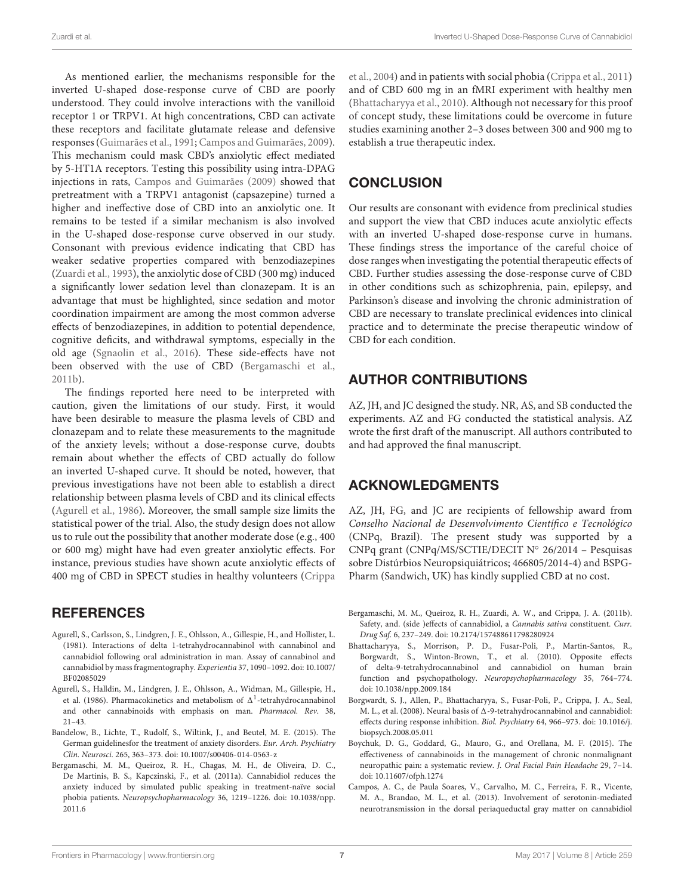As mentioned earlier, the mechanisms responsible for the inverted U-shaped dose-response curve of CBD are poorly understood. They could involve interactions with the vanilloid receptor 1 or TRPV1. At high concentrations, CBD can activate these receptors and facilitate glutamate release and defensive responses (Guimarães et al., 1991; Campos and Guimarães, 2009). This mechanism could mask CBD's anxiolytic effect mediated by 5-HT1A receptors. Testing this possibility using intra-DPAG injections in rats, Campos and Guimarães (2009) showed that pretreatment with a TRPV1 antagonist (capsazepine) turned a higher and ineffective dose of CBD into an anxiolytic one. It remains to be tested if a similar mechanism is also involved in the U-shaped dose-response curve observed in our study. Consonant with previous evidence indicating that CBD has weaker sedative properties compared with benzodiazepines (Zuardi et al., 1993), the anxiolytic dose of CBD (300 mg) induced a significantly lower sedation level than clonazepam. It is an advantage that must be highlighted, since sedation and motor coordination impairment are among the most common adverse effects of benzodiazepines, in addition to potential dependence, cognitive deficits, and withdrawal symptoms, especially in the old age (Sgnaolin et al., 2016). These side-effects have not been observed with the use of CBD (Bergamaschi et al., 2011b).

The findings reported here need to be interpreted with caution, given the limitations of our study. First, it would have been desirable to measure the plasma levels of CBD and clonazepam and to relate these measurements to the magnitude of the anxiety levels; without a dose-response curve, doubts remain about whether the effects of CBD actually do follow an inverted U-shaped curve. It should be noted, however, that previous investigations have not been able to establish a direct relationship between plasma levels of CBD and its clinical effects (Agurell et al., 1986). Moreover, the small sample size limits the statistical power of the trial. Also, the study design does not allow us to rule out the possibility that another moderate dose (e.g., 400 or 600 mg) might have had even greater anxiolytic effects. For instance, previous studies have shown acute anxiolytic effects of 400 mg of CBD in SPECT studies in healthy volunteers (Crippa et al., 2004) and in patients with social phobia (Crippa et al., 2011) and of CBD 600 mg in an fMRI experiment with healthy men (Bhattacharyya et al., 2010). Although not necessary for this proof of concept study, these limitations could be overcome in future studies examining another 2–3 doses between 300 and 900 mg to establish a true therapeutic index.

## CONCLUSION

Our results are consonant with evidence from preclinical studies and support the view that CBD induces acute anxiolytic effects with an inverted U-shaped dose-response curve in humans. These findings stress the importance of the careful choice of dose ranges when investigating the potential therapeutic effects of CBD. Further studies assessing the dose-response curve of CBD in other conditions such as schizophrenia, pain, epilepsy, and Parkinson's disease and involving the chronic administration of CBD are necessary to translate preclinical evidences into clinical practice and to determinate the precise therapeutic window of CBD for each condition.

## AUTHOR CONTRIBUTIONS

AZ, JH, and JC designed the study. NR, AS, and SB conducted the experiments. AZ and FG conducted the statistical analysis. AZ wrote the first draft of the manuscript. All authors contributed to and had approved the final manuscript.

## ACKNOWLEDGMENTS

AZ, JH, FG, and JC are recipients of fellowship award from *Conselho Nacional de Desenvolvimento Científico e Tecnológico* (CNPq, Brazil). The present study was supported by a CNPq grant (CNPq/MS/SCTIE/DECIT N° 26/2014 – Pesquisas sobre Distúrbios Neuropsiquiátricos; 466805/2014-4) and BSPG-Pharm (Sandwich, UK) has kindly supplied CBD at no cost.

## REFERENCES

Agurell, S., Carlsson, S., Lindgren, J. E., Ohlsson, A., Gillespie, H., and Hollister, L. (1981). Interactions of delta 1-tetrahydrocannabinol with cannabinol and cannabidiol following oral administration in man. Assay of cannabinol and cannabidiol by mass fragmentography. *Experientia* 37, 1090–1092. doi: 10.1007/BF02085029

Agurell, S., Halldin, M., Lindgren, J. E., Ohlsson, A., Widman, M., Gillespie, H., et al. (1986). Pharmacokinetics and metabolism of $\Delta^1$-tetrahydrocannabinol and other cannabinoids with emphasis on man. *Pharmacol. Rev.* 38, 21–43.

Bandelow, B., Lichte, T., Rudolf, S., Wiltink, J., and Beutel, M. E. (2015). The German guidelinesfor the treatment of anxiety disorders. *Eur. Arch. Psychiatry Clin. Neurosci.* 265, 363–373. doi: 10.1007/s00406-014-0563-z

Bergamaschi, M. M., Queiroz, R. H., Chagas, M. H., de Oliveira, D. C., De Martinis, B. S., Kapczinski, F., et al. (2011a). Cannabidiol reduces the anxiety induced by simulated public speaking in treatment-naïve social phobia patients. *Neuropsychopharmacology* 36, 1219–1226. doi: 10.1038/npp.2011.6

Bergamaschi, M. M., Queiroz, R. H., Zuardi, A. W., and Crippa, J. A. (2011b). Safety, and. (side )effects of cannabidiol, a *Cannabis sativa* constituent. *Curr. Drug Saf.* 6, 237–249. doi: 10.2174/157488611798280924

Bhattacharyya, S., Morrison, P. D., Fusar-Poli, P., Martin-Santos, R., Borgwardt, S., Winton-Brown, T., et al. (2010). Opposite effects of delta-9-tetrahydrocannabinol and cannabidiol on human brain function and psychopathology. *Neuropsychopharmacology* 35, 764–774. doi: 10.1038/npp.2009.184

Borgwardt, S. J., Allen, P., Bhattacharyya, S., Fusar-Poli, P., Crippa, J. A., Seal, M. L., et al. (2008). Neural basis of Δ-9-tetrahydrocannabinol and cannabidiol: effects during response inhibition. *Biol. Psychiatry* 64, 966–973. doi: 10.1016/j.biopsych.2008.05.011

Boychuk, D. G., Goddard, G., Mauro, G., and Orellana, M. F. (2015). The effectiveness of cannabinoids in the management of chronic nonmalignant neuropathic pain: a systematic review. *J. Oral Facial Pain Headache* 29, 7–14. doi: 10.11607/ofph.1274

Campos, A. C., de Paula Soares, V., Carvalho, M. C., Ferreira, F. R., Vicente, M. A., Brandao, M. L., et al. (2013). Involvement of serotonin-mediated neurotransmission in the dorsal periaqueductal gray matter on cannabidiol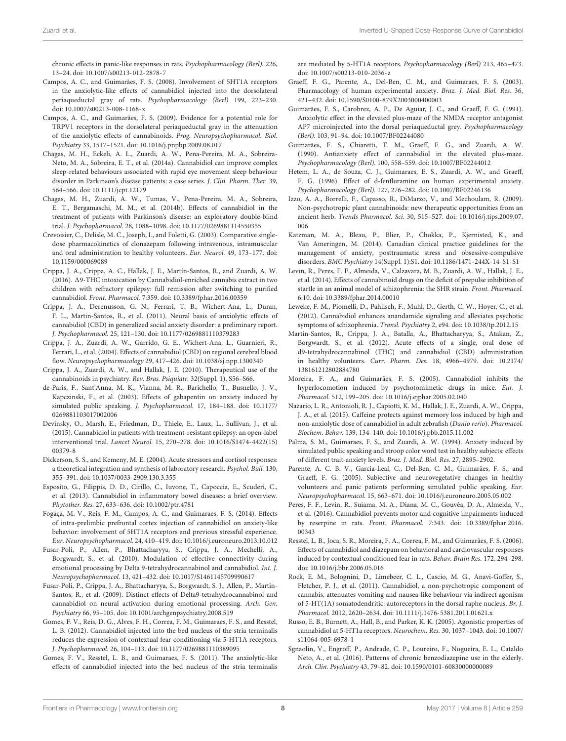chronic effects in panic-like responses in rats. *Psychopharmacology (Berl).* 226, 13–24. doi: 10.1007/s00213-012-2878-7

Campos, A. C., and Guimarães, F. S. (2008). Involvement of 5HT1A receptors in the anxiolytic-like effects of cannabidiol injected into the dorsolateral periaqueductal gray of rats. *Psychopharmacology (Berl)* 199, 223–230. doi: 10.1007/s00213-008-1168-x

Campos, A. C., and Guimarães, F. S. (2009). Evidence for a potential role for TRPV1 receptors in the dorsolateral periaqueductal gray in the attenuation of the anxiolytic effects of cannabinoids. *Prog. Neuropsychopharmacol. Biol. Psychiatry* 33, 1517–1521. doi: 10.1016/j.pnpbp.2009.08.017

Chagas, M. H., Eckeli, A. L., Zuardi, A. W., Pena-Pereira, M. A., Sobreira-Neto, M. A., Sobreira, E. T., et al. (2014a). Cannabidiol can improve complex sleep-related behaviours associated with rapid eye movement sleep behaviour disorder in Parkinson's disease patients: a case series. *J. Clin. Pharm. Ther.* 39, 564–566. doi: 10.1111/jcpt.12179

Chagas, M. H., Zuardi, A. W., Tumas, V., Pena-Pereira, M. A., Sobreira, E. T., Bergamaschi, M. M., et al. (2014b). Effects of cannabidiol in the treatment of patients with Parkinson's disease: an exploratory double-blind trial. *J. Psychopharmacol.* 28, 1088–1098. doi: 10.1177/0269881114550355

Crevoisier, C., Delisle, M. C., Joseph, I., and Foletti, G. (2003). Comparative single-dose pharmacokinetics of clonazepam following intravenous, intramuscular and oral administration to healthy volunteers. *Eur. Neurol.* 49, 173–177. doi: 10.1159/000069089

Crippa, J. A., Crippa, A. C., Hallak, J. E., Martín-Santos, R., and Zuardi, A. W. (2016). Δ9-THC intoxication by Cannabidiol-enriched cannabis extract in two children with refractory epilepsy: full remission after switching to purified cannabidiol. *Front. Pharmacol.* 7:359. doi: 10.3389/fphar.2016.00359

Crippa, J. A., Derenusson, G. N., Ferrari, T. B., Wichert-Ana, L., Duran, F. L., Martin-Santos, R., et al. (2011). Neural basis of anxiolytic effects of cannabidiol (CBD) in generalized social anxiety disorder: a preliminary report. *J. Psychopharmacol.* 25, 121–130. doi: 10.1177/0269881110379283

Crippa, J. A., Zuardi, A. W., Garrido, G. E., Wichert-Ana, L., Guarnieri, R., Ferrari, L., et al. (2004). Effects of cannabidiol (CBD) on regional cerebral blood flow. *Neuropsychopharmacology* 29, 417–426. doi: 10.1038/sj.npp.1300340

Crippa, J. A., Zuardi, A. W., and Hallak, J. E. (2010). Therapeutical use of the cannabinoids in psychiatry. *Rev. Bras. Psiquiatr.* 32(Suppl. 1), S56–S66.

de-Paris, F., Sant'Anna, M. K., Vianna, M. R., Barichello, T., Busnello, J. V., Kapczinski, F., et al. (2003). Effects of gabapentin on anxiety induced by simulated public speaking. *J. Psychopharmacol.* 17, 184–188. doi: 10.1177/0269881103017002006

Devinsky, O., Marsh, E., Friedman, D., Thiele, E., Laux, L., Sullivan, J., et al. (2015). Cannabidiol in patients with treatment-resistant epilepsy: an open-label interventional trial. *Lancet Neurol.* 15, 270–278. doi: 10.1016/S1474-4422(15)00379-8

Dickerson, S. S., and Kemeny, M. E. (2004). Acute stressors and cortisol responses: a theoretical integration and synthesis of laboratory research. *Psychol. Bull.* 130, 355–391. doi: 10.1037/0033-2909.130.3.355

Esposito, G., Filippis, D. D., Cirillo, C., Iuvone, T., Capoccia, E., Scuderi, C., et al. (2013). Cannabidiol in inflammatory bowel diseases: a brief overview. *Phytother. Res.* 27, 633–636. doi: 10.1002/ptr.4781

Fogaça, M. V., Reis, F. M., Campos, A. C., and Guimaraes, F. S. (2014). Effects of intra-prelimbic prefrontal cortex injection of cannabidiol on anxiety-like behavior: involvement of 5HT1A receptors and previous stressful experience. *Eur. Neuropsychopharmacol.* 24, 410–419. doi: 10.1016/j.euroneuro.2013.10.012

Fusar-Poli, P., Allen, P., Bhattacharyya, S., Crippa, J. A., Mechelli, A., Borgwardt, S., et al. (2010). Modulation of effective connectivity during emotional processing by Delta 9-tetrahydrocannabinol and cannabidiol. *Int. J. Neuropsychopharmacol.* 13, 421–432. doi: 10.1017/S1461145709990617

Fusar-Poli, P., Crippa, J. A., Bhattacharyya, S., Borgwardt, S. J., Allen, P., Martin-Santos, R., et al. (2009). Distinct effects of Delta9-tetrahydrocannabinol and cannabidiol on neural activation during emotional processing. *Arch. Gen. Psychiatry* 66, 95–105. doi: 10.1001/archgenpsychiatry.2008.519

Gomes, F. V., Reis, D. G., Alves, F. H., Correa, F. M., Guimaraes, F. S., and Resstel, L. B. (2012). Cannabidiol injected into the bed nucleus of the stria terminalis reduces the expression of contextual fear conditioning via 5-HT1A receptors. *J. Psychopharmacol.* 26, 104–113. doi: 10.1177/0269881110389095

Gomes, F. V., Resstel, L. B., and Guimaraes, F. S. (2011). The anxiolytic-like effects of cannabidiol injected into the bed nucleus of the stria terminalis are mediated by 5-HT1A receptors. *Psychopharmacology (Berl)* 213, 465–473. doi: 10.1007/s00213-010-2036-z

Graeff, F. G., Parente, A., Del-Ben, C. M., and Guimaraes, F. S. (2003). Pharmacology of human experimental anxiety. *Braz. J. Med. Biol. Res.* 36, 421–432. doi: 10.1590/S0100-879X2003000400003

Guimarães, F. S., Carobrez, A. P., De Aguiar, J. C., and Graeff, F. G. (1991). Anxiolytic effect in the elevated plus-maze of the NMDA receptor antagonist AP7 microinjected into the dorsal periaqueductal grey. *Psychopharmacology (Berl).* 103, 91–94. doi: 10.1007/BF02244080

Guimarães, F. S., Chiaretti, T. M., Graeff, F. G., and Zuardi, A. W. (1990). Antianxiety effect of cannabidiol in the elevated plus-maze. *Psychopharmacology (Berl).* 100, 558–559. doi: 10.1007/BF02244012

Hetem, L. A., de Souza, C. J., Guimaraes, E. S., Zuardi, A. W., and Graeff, F. G. (1996). Effect of d-fenfluramine on human experimental anxiety. *Psychopharmacology (Berl).* 127, 276–282. doi: 10.1007/BF02246136

Izzo, A. A., Borrelli, F., Capasso, R., DiMarzo, V., and Mechoulam, R. (2009). Non-psychotropic plant cannabinoids: new therapeutic opportunities from an ancient herb. *Trends Pharmacol. Sci.* 30, 515–527. doi: 10.1016/j.tips.2009.07.006

Katzman, M. A., Bleau, P., Blier, P., Chokka, P., Kjernisted, K., and Van Ameringen, M. (2014). Canadian clinical practice guidelines for the management of anxiety, posttraumatic stress and obsessive-compulsive disorders. *BMC Psychiatry* 14(Suppl. 1):S1. doi: 10.1186/1471-244X-14-S1-S1

Levin, R., Peres, F. F., Almeida, V., Calzavara, M. B., Zuardi, A. W., Hallak, J. E., et al. (2014). Effects of cannabinoid drugs on the deficit of prepulse inhibition of startle in an animal model of schizophrenia: the SHR strain. *Front. Pharmacol.* 6:10. doi: 10.3389/fphar.2014.00010

Leweke, F. M., Piomelli, D., Pahlisch, F., Muhl, D., Gerth, C. W., Hoyer, C., et al. (2012). Cannabidiol enhances anandamide signaling and alleviates psychotic symptoms of schizophrenia. *Transl. Psychiatry* 2, e94. doi: 10.1038/tp.2012.15

Martin-Santos, R., Crippa, J. A., Batalla, A., Bhattacharyya, S., Atakan, Z., Borgwardt, S., et al. (2012). Acute effects of a single, oral dose of d9-tetrahydrocannabinol (THC) and cannabidiol (CBD) administration in healthy volunteers. *Curr. Pharm. Des.* 18, 4966–4979. doi: 10.2174/138161212802884780

Moreira, F. A., and Guimarães, F. S. (2005). Cannabidiol inhibits the hyperlocomotion induced by psychotomimetic drugs in mice. *Eur. J. Pharmacol.* 512, 199–205. doi: 10.1016/j.ejphar.2005.02.040

Nazario, L. R., Antonioli, R. J., Capiotti, K. M., Hallak, J. E., Zuardi, A. W., Crippa, J. A., et al. (2015). Caffeine protects against memory loss induced by high and non-anxiolytic dose of cannabidiol in adult zebrafish (*Danio rerio*). *Pharmacol. Biochem. Behav.* 139, 134–140. doi: 10.1016/j.pbb.2015.11.002

Palma, S. M., Guimaraes, F. S., and Zuardi, A. W. (1994). Anxiety induced by simulated public speaking and stroop color word test in healthy subjects: effects of different trait-anxiety levels. *Braz. J. Med. Biol. Res.* 27, 2895–2902.

Parente, A. C. B. V., Garcia-Leal, C., Del-Ben, C. M., Guimarães, F. S., and Graeff, F. G. (2005). Subjective and neurovegetative changes in healthy volunteers and panic patients performing simulated public speaking. *Eur. Neuropsychopharmacol.* 15, 663–671. doi: 10.1016/j.euroneuro.2005.05.002

Peres, F. F., Levin, R., Suiama, M. A., Diana, M. C., Gouvêa, D. A., Almeida, V., et al. (2016). Cannabidiol prevents motor and cognitive impairments induced by reserpine in rats. *Front. Pharmacol.* 7:343. doi: 10.3389/fphar.2016.00343

Resstel, L. B., Joca, S. R., Moreira, F. A., Correa, F. M., and Guimarães, F. S. (2006). Effects of cannabidiol and diazepam on behavioral and cardiovascular responses induced by contextual conditioned fear in rats. *Behav. Brain Res.* 172, 294–298. doi: 10.1016/j.bbr.2006.05.016

Rock, E. M., Bolognini, D., Limebeer, C. L., Cascio, M. G., Anavi-Goffer, S., Fletcher, P. J., et al. (2011). Cannabidiol, a non-psychotropic component of cannabis, attenuates vomiting and nausea-like behaviour via indirect agonism of 5-HT(1A) somatodendritic: autoreceptors in the dorsal raphe nucleus. *Br. J. Pharmacol.* 2012, 2620–2634. doi: 10.1111/j.1476-5381.2011.01621.x

Russo, E. B., Burnett, A., Hall, B., and Parker, K. K. (2005). Agonistic properties of cannabidiol at 5-HT1a receptors. *Neurochem. Res.* 30, 1037–1043. doi: 10.1007/s11064-005-6978-1

Sgnaolin, V., Engroff, P., Andrade, C. P., Loureiro, F., Nogueira, E. L., Cataldo Neto, A., et al. (2016). Patterns of chronic benzodiazepine use in the elderly. *Arch. Clin. Psychiatry* 43, 79–82. doi: 10.1590/0101-60830000000089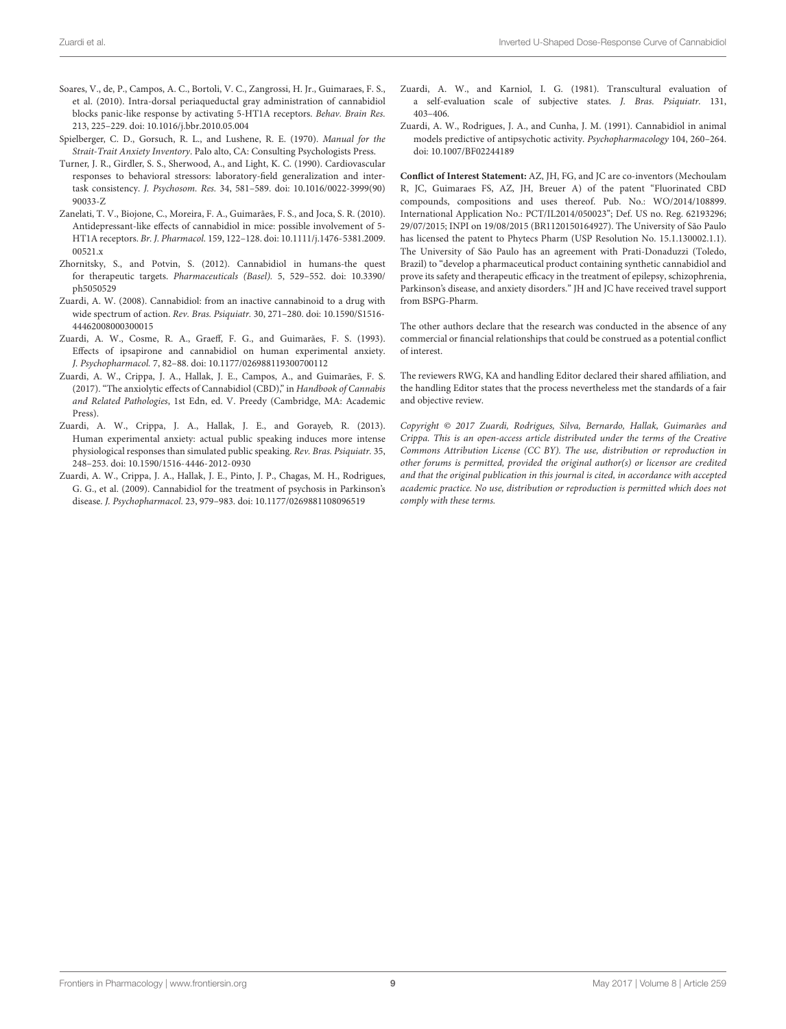Soares, V., de, P., Campos, A. C., Bortoli, V. C., Zangrossi, H. Jr., Guimaraes, F. S., et al. (2010). Intra-dorsal periaqueductal gray administration of cannabidiol blocks panic-like response by activating 5-HT1A receptors. *Behav. Brain Res.* 213, 225–229. doi: 10.1016/j.bbr.2010.05.004

Spielberger, C. D., Gorsuch, R. L., and Lushene, R. E. (1970). *Manual for the Strait-Trait Anxiety Inventory*. Palo alto, CA: Consulting Psychologists Press.

Turner, J. R., Girdler, S. S., Sherwood, A., and Light, K. C. (1990). Cardiovascular responses to behavioral stressors: laboratory-field generalization and inter-task consistency. *J. Psychosom. Res.* 34, 581–589. doi: 10.1016/0022-3999(90)90033-Z

Zanelati, T. V., Biojone, C., Moreira, F. A., Guimarães, F. S., and Joca, S. R. (2010). Antidepressant-like effects of cannabidiol in mice: possible involvement of 5-HT1A receptors. *Br. J. Pharmacol.* 159, 122–128. doi: 10.1111/j.1476-5381.2009.00521.x

Zhornitsky, S., and Potvin, S. (2012). Cannabidiol in humans-the quest for therapeutic targets. *Pharmaceuticals (Basel).* 5, 529–552. doi: 10.3390/ph5050529

Zuardi, A. W. (2008). Cannabidiol: from an inactive cannabinoid to a drug with wide spectrum of action. *Rev. Bras. Psiquiatr.* 30, 271–280. doi: 10.1590/S1516-44462008000300015

Zuardi, A. W., Cosme, R. A., Graeff, F. G., and Guimarães, F. S. (1993). Effects of ipsapirone and cannabidiol on human experimental anxiety. *J. Psychopharmacol.* 7, 82–88. doi: 10.1177/026988119300700112

Zuardi, A. W., Crippa, J. A., Hallak, J. E., Campos, A., and Guimarães, F. S. (2017). "The anxiolytic effects of Cannabidiol (CBD)," in *Handbook of Cannabis and Related Pathologies*, 1st Edn, ed. V. Preedy (Cambridge, MA: Academic Press).

Zuardi, A. W., Crippa, J. A., Hallak, J. E., and Gorayeb, R. (2013). Human experimental anxiety: actual public speaking induces more intense physiological responses than simulated public speaking. *Rev. Bras. Psiquiatr.* 35, 248–253. doi: 10.1590/1516-4446-2012-0930

Zuardi, A. W., Crippa, J. A., Hallak, J. E., Pinto, J. P., Chagas, M. H., Rodrigues, G. G., et al. (2009). Cannabidiol for the treatment of psychosis in Parkinson's disease. *J. Psychopharmacol.* 23, 979–983. doi: 10.1177/0269881108096519

Zuardi, A. W., and Karniol, I. G. (1981). Transcultural evaluation of a self-evaluation scale of subjective states. *J. Bras. Psiquiatr.* 131, 403–406.

Zuardi, A. W., Rodrigues, J. A., and Cunha, J. M. (1991). Cannabidiol in animal models predictive of antipsychotic activity. *Psychopharmacology* 104, 260–264. doi: 10.1007/BF02244189

**Conflict of Interest Statement:** AZ, JH, FG, and JC are co-inventors (Mechoulam R, JC, Guimaraes FS, AZ, JH, Breuer A) of the patent "Fluorinated CBD compounds, compositions and uses thereof. Pub. No.: WO/2014/108899. International Application No.: PCT/IL2014/050023"; Def. US no. Reg. 62193296; 29/07/2015; INPI on 19/08/2015 (BR1120150164927). The University of São Paulo has licensed the patent to Phytecs Pharm (USP Resolution No. 15.1.130002.1.1). The University of São Paulo has an agreement with Prati-Donaduzzi (Toledo, Brazil) to "develop a pharmaceutical product containing synthetic cannabidiol and prove its safety and therapeutic efficacy in the treatment of epilepsy, schizophrenia, Parkinson's disease, and anxiety disorders." JH and JC have received travel support from BSPG-Pharm.

The other authors declare that the research was conducted in the absence of any commercial or financial relationships that could be construed as a potential conflict of interest.

The reviewers RWG, KA and handling Editor declared their shared affiliation, and the handling Editor states that the process nevertheless met the standards of a fair and objective review.

*Copyright © 2017 Zuardi, Rodrigues, Silva, Bernardo, Hallak, Guimarães and Crippa. This is an open-access article distributed under the terms of the Creative Commons Attribution License (CC BY). The use, distribution or reproduction in other forums is permitted, provided the original author(s) or licensor are credited and that the original publication in this journal is cited, in accordance with accepted academic practice. No use, distribution or reproduction is permitted which does not comply with these terms.*